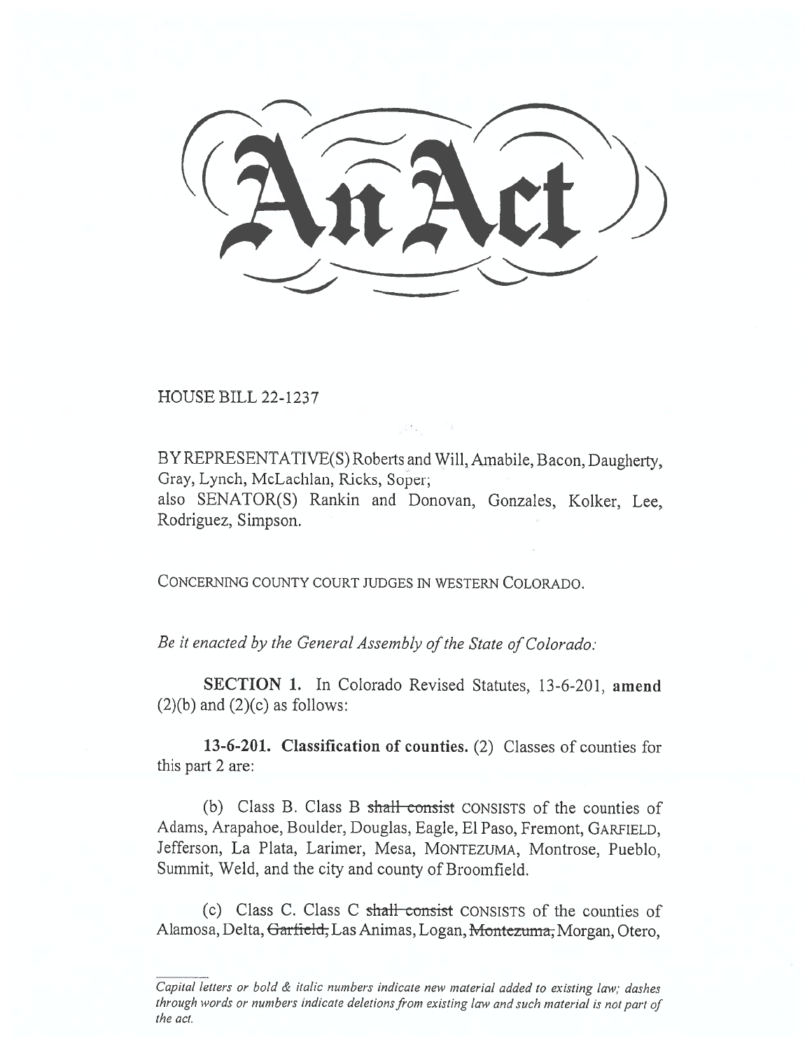# An Act

HOUSE BILL 22-1237

BY REPRESENTATIVE(S) Roberts and Will, Amabile, Bacon, Daugherty, Gray, Lynch, McLachlan, Ricks, Soper;
also SENATOR(S) Rankin and Donovan, Gonzales, Kolker, Lee, Rodriguez, Simpson.

CONCERNING COUNTY COURT JUDGES IN WESTERN COLORADO.

*Be it enacted by the General Assembly of the State of Colorado:*

**SECTION 1.** In Colorado Revised Statutes, 13-6-201, **amend** (2)(b) and (2)(c) as follows:

**13-6-201. Classification of counties.** (2) Classes of counties for this part 2 are:

(b) Class B. Class B ~~shall consist~~ CONSISTS of the counties of Adams, Arapahoe, Boulder, Douglas, Eagle, El Paso, Fremont, GARFIELD, Jefferson, La Plata, Larimer, Mesa, MONTEZUMA, Montrose, Pueblo, Summit, Weld, and the city and county of Broomfield.

(c) Class C. Class C ~~shall consist~~ CONSISTS of the counties of Alamosa, Delta, ~~Garfield,~~ Las Animas, Logan, ~~Montezuma,~~ Morgan, Otero,

*Capital letters or bold & italic numbers indicate new material added to existing law; dashes through words or numbers indicate deletions from existing law and such material is not part of the act.*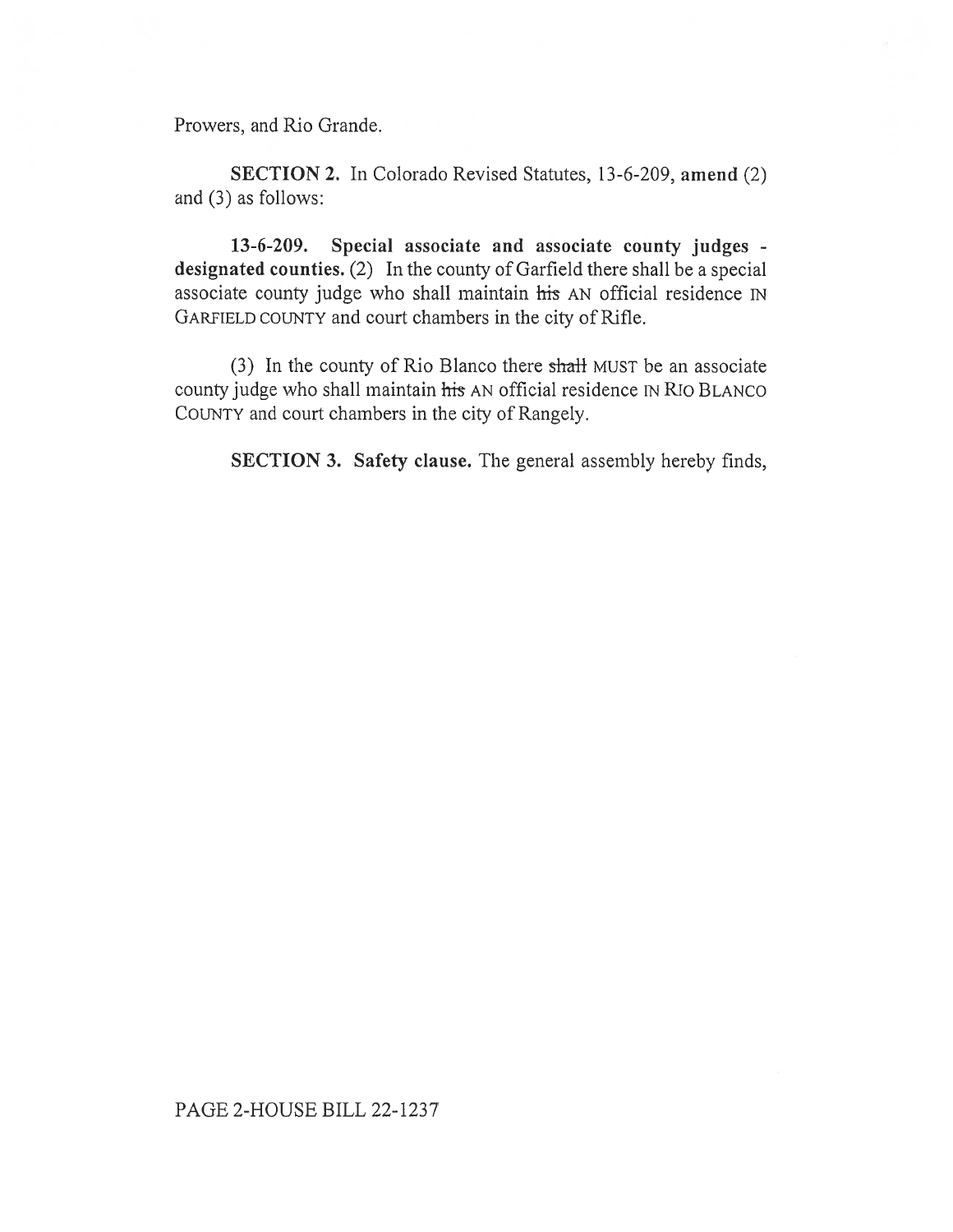Prowers, and Rio Grande.

**SECTION 2.** In Colorado Revised Statutes, 13-6-209, **amend** (2) and (3) as follows:

**13-6-209. Special associate and associate county judges - designated counties.** (2) In the county of Garfield there shall be a special associate county judge who shall maintain ~~his~~ AN official residence IN GARFIELD COUNTY and court chambers in the city of Rifle.

(3) In the county of Rio Blanco there ~~shall~~ MUST be an associate county judge who shall maintain ~~his~~ AN official residence IN RIO BLANCO COUNTY and court chambers in the city of Rangely.

**SECTION 3. Safety clause.** The general assembly hereby finds,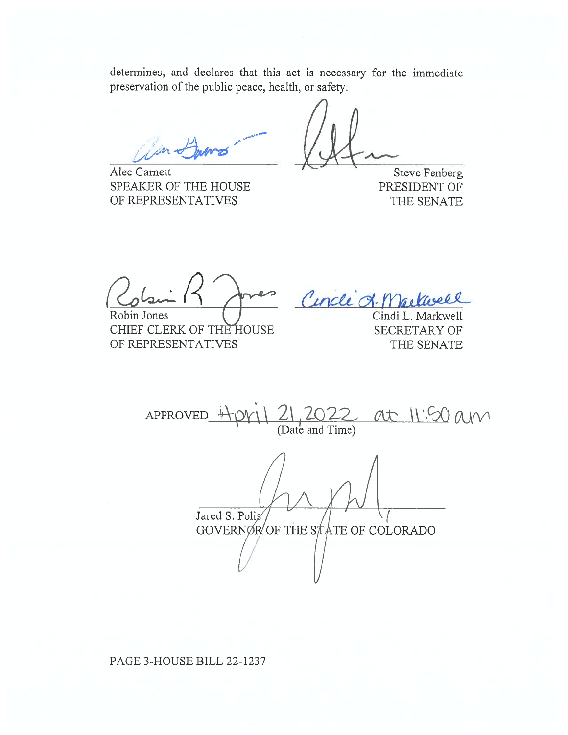determines, and declares that this act is necessary for the immediate preservation of the public peace, health, or safety.

Alec Garnett
SPEAKER OF THE HOUSE
OF REPRESENTATIVES

Steve Fenberg
PRESIDENT OF
THE SENATE

Robin Jones
CHIEF CLERK OF THE HOUSE
OF REPRESENTATIVES

Cindi L. Markwell
SECRETARY OF
THE SENATE

APPROVED April 21, 2022 at 11:50 am
(Date and Time)

Jared S. Polis
GOVERNOR OF THE STATE OF COLORADO

PAGE 3-HOUSE BILL 22-1237